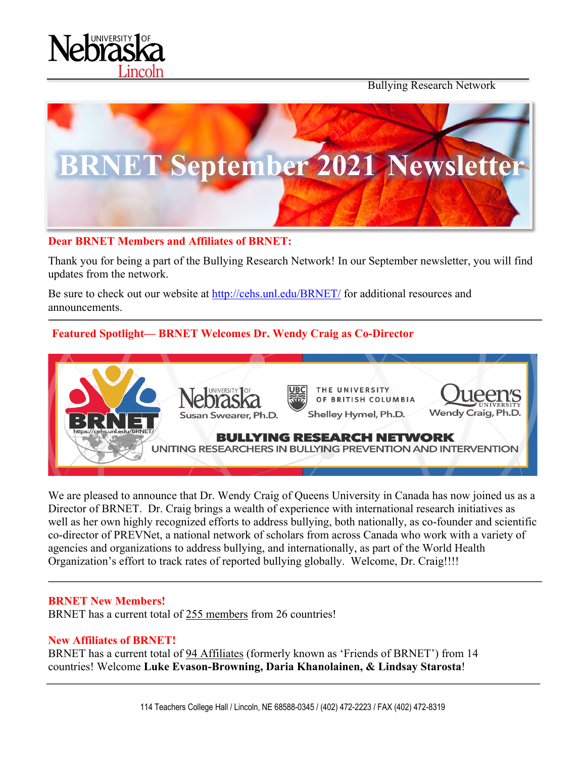Bullying Research Network

# BRNET September 2021 Newsletter

**Dear BRNET Members and Affiliates of BRNET:**

Thank you for being a part of the Bullying Research Network! In our September newsletter, you will find updates from the network.

Be sure to check out our website at http://cehs.unl.edu/BRNET/ for additional resources and announcements.

---

## Featured Spotlight— BRNET Welcomes Dr. Wendy Craig as Co-Director

BRNET — https://cehs.unl.edu/BRNET/

University of Nebraska — Susan Swearer, Ph.D.

The University of British Columbia — Shelley Hymel, Ph.D.

Queen's University — Wendy Craig, Ph.D.

**BULLYING RESEARCH NETWORK**

UNITING RESEARCHERS IN BULLYING PREVENTION AND INTERVENTION

We are pleased to announce that Dr. Wendy Craig of Queens University in Canada has now joined us as a Director of BRNET. Dr. Craig brings a wealth of experience with international research initiatives as well as her own highly recognized efforts to address bullying, both nationally, as co-founder and scientific co-director of PREVNet, a national network of scholars from across Canada who work with a variety of agencies and organizations to address bullying, and internationally, as part of the World Health Organization's effort to track rates of reported bullying globally. Welcome, Dr. Craig!!!!

---

### BRNET New Members!

BRNET has a current total of 255 members from 26 countries!

### New Affiliates of BRNET!

BRNET has a current total of 94 Affiliates (formerly known as 'Friends of BRNET') from 14 countries! Welcome **Luke Evason-Browning, Daria Khanolainen, & Lindsay Starosta**!

---

114 Teachers College Hall / Lincoln, NE 68588-0345 / (402) 472-2223 / FAX (402) 472-8319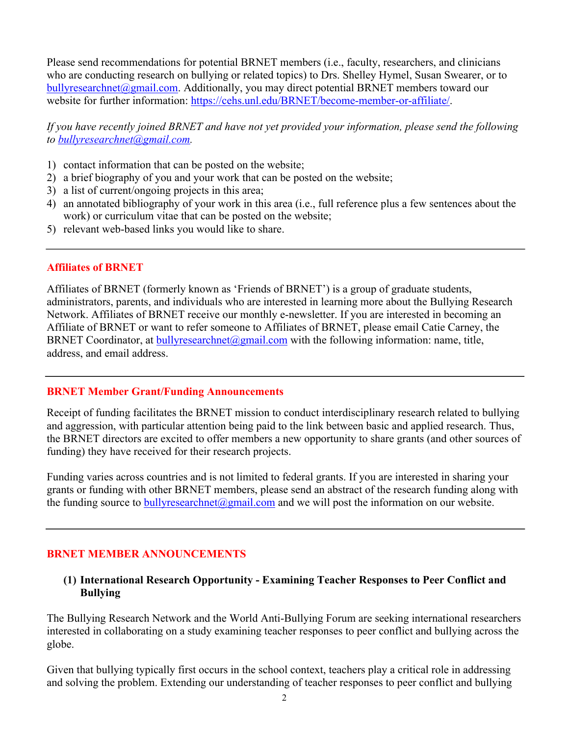Please send recommendations for potential BRNET members (i.e., faculty, researchers, and clinicians who are conducting research on bullying or related topics) to Drs. Shelley Hymel, Susan Swearer, or to bullyresearchnet@gmail.com. Additionally, you may direct potential BRNET members toward our website for further information: https://cehs.unl.edu/BRNET/become-member-or-affiliate/.

*If you have recently joined BRNET and have not yet provided your information, please send the following to bullyresearchnet@gmail.com.*

1) contact information that can be posted on the website;
2) a brief biography of you and your work that can be posted on the website;
3) a list of current/ongoing projects in this area;
4) an annotated bibliography of your work in this area (i.e., full reference plus a few sentences about the work) or curriculum vitae that can be posted on the website;
5) relevant web-based links you would like to share.

---

## Affiliates of BRNET

Affiliates of BRNET (formerly known as 'Friends of BRNET') is a group of graduate students, administrators, parents, and individuals who are interested in learning more about the Bullying Research Network. Affiliates of BRNET receive our monthly e-newsletter. If you are interested in becoming an Affiliate of BRNET or want to refer someone to Affiliates of BRNET, please email Catie Carney, the BRNET Coordinator, at bullyresearchnet@gmail.com with the following information: name, title, address, and email address.

---

## BRNET Member Grant/Funding Announcements

Receipt of funding facilitates the BRNET mission to conduct interdisciplinary research related to bullying and aggression, with particular attention being paid to the link between basic and applied research. Thus, the BRNET directors are excited to offer members a new opportunity to share grants (and other sources of funding) they have received for their research projects.

Funding varies across countries and is not limited to federal grants. If you are interested in sharing your grants or funding with other BRNET members, please send an abstract of the research funding along with the funding source to bullyresearchnet@gmail.com and we will post the information on our website.

---

## BRNET MEMBER ANNOUNCEMENTS

### (1) International Research Opportunity - Examining Teacher Responses to Peer Conflict and Bullying

The Bullying Research Network and the World Anti-Bullying Forum are seeking international researchers interested in collaborating on a study examining teacher responses to peer conflict and bullying across the globe.

Given that bullying typically first occurs in the school context, teachers play a critical role in addressing and solving the problem. Extending our understanding of teacher responses to peer conflict and bullying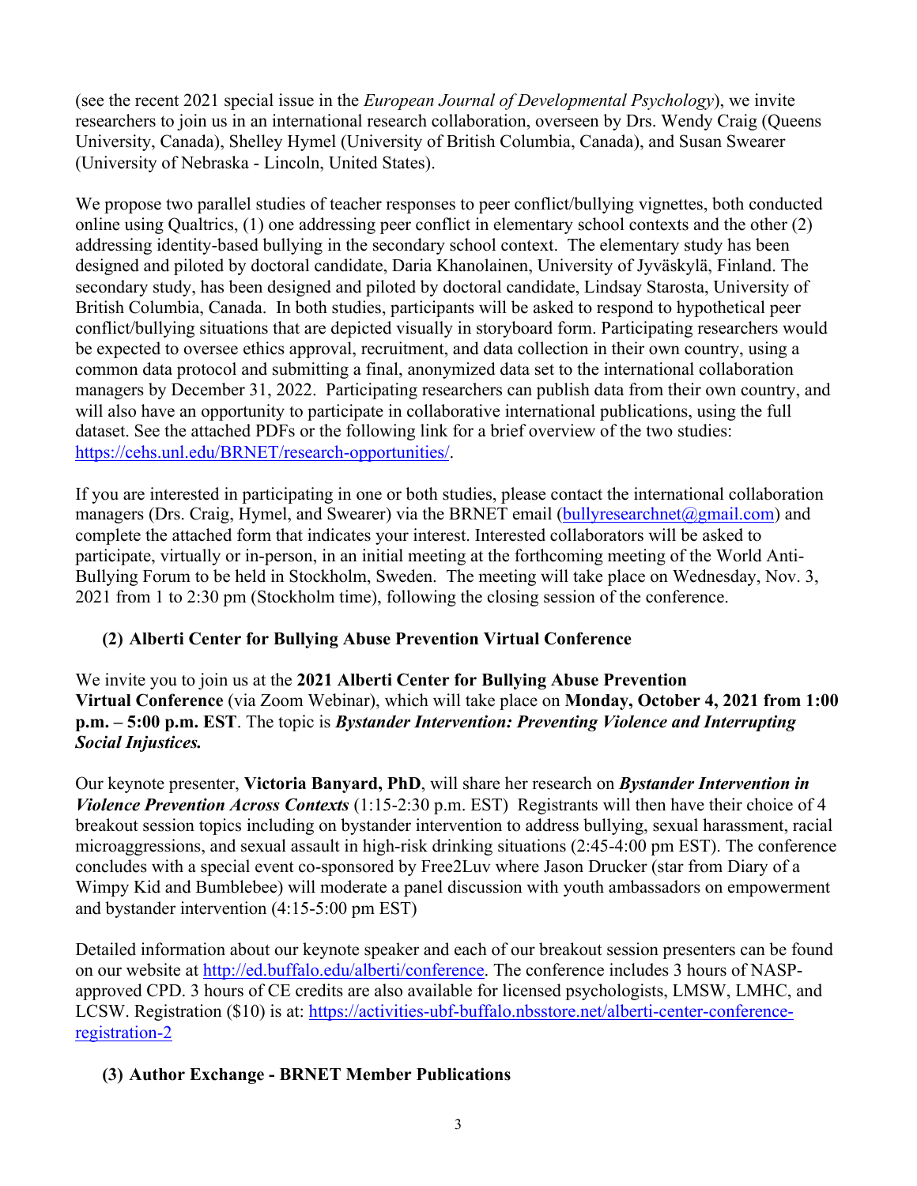(see the recent 2021 special issue in the *European Journal of Developmental Psychology*), we invite researchers to join us in an international research collaboration, overseen by Drs. Wendy Craig (Queens University, Canada), Shelley Hymel (University of British Columbia, Canada), and Susan Swearer (University of Nebraska - Lincoln, United States).

We propose two parallel studies of teacher responses to peer conflict/bullying vignettes, both conducted online using Qualtrics, (1) one addressing peer conflict in elementary school contexts and the other (2) addressing identity-based bullying in the secondary school context. The elementary study has been designed and piloted by doctoral candidate, Daria Khanolainen, University of Jyväskylä, Finland. The secondary study, has been designed and piloted by doctoral candidate, Lindsay Starosta, University of British Columbia, Canada. In both studies, participants will be asked to respond to hypothetical peer conflict/bullying situations that are depicted visually in storyboard form. Participating researchers would be expected to oversee ethics approval, recruitment, and data collection in their own country, using a common data protocol and submitting a final, anonymized data set to the international collaboration managers by December 31, 2022. Participating researchers can publish data from their own country, and will also have an opportunity to participate in collaborative international publications, using the full dataset. See the attached PDFs or the following link for a brief overview of the two studies: https://cehs.unl.edu/BRNET/research-opportunities/.

If you are interested in participating in one or both studies, please contact the international collaboration managers (Drs. Craig, Hymel, and Swearer) via the BRNET email (bullyresearchnet@gmail.com) and complete the attached form that indicates your interest. Interested collaborators will be asked to participate, virtually or in-person, in an initial meeting at the forthcoming meeting of the World Anti-Bullying Forum to be held in Stockholm, Sweden. The meeting will take place on Wednesday, Nov. 3, 2021 from 1 to 2:30 pm (Stockholm time), following the closing session of the conference.

### (2) Alberti Center for Bullying Abuse Prevention Virtual Conference

We invite you to join us at the **2021 Alberti Center for Bullying Abuse Prevention Virtual Conference** (via Zoom Webinar), which will take place on **Monday, October 4, 2021 from 1:00 p.m. – 5:00 p.m. EST**. The topic is ***Bystander Intervention: Preventing Violence and Interrupting Social Injustices.***

Our keynote presenter, **Victoria Banyard, PhD**, will share her research on ***Bystander Intervention in Violence Prevention Across Contexts*** (1:15-2:30 p.m. EST) Registrants will then have their choice of 4 breakout session topics including on bystander intervention to address bullying, sexual harassment, racial microaggressions, and sexual assault in high-risk drinking situations (2:45-4:00 pm EST). The conference concludes with a special event co-sponsored by Free2Luv where Jason Drucker (star from Diary of a Wimpy Kid and Bumblebee) will moderate a panel discussion with youth ambassadors on empowerment and bystander intervention (4:15-5:00 pm EST)

Detailed information about our keynote speaker and each of our breakout session presenters can be found on our website at http://ed.buffalo.edu/alberti/conference. The conference includes 3 hours of NASP-approved CPD. 3 hours of CE credits are also available for licensed psychologists, LMSW, LMHC, and LCSW. Registration ($10) is at: https://activities-ubf-buffalo.nbsstore.net/alberti-center-conference-registration-2

### (3) Author Exchange - BRNET Member Publications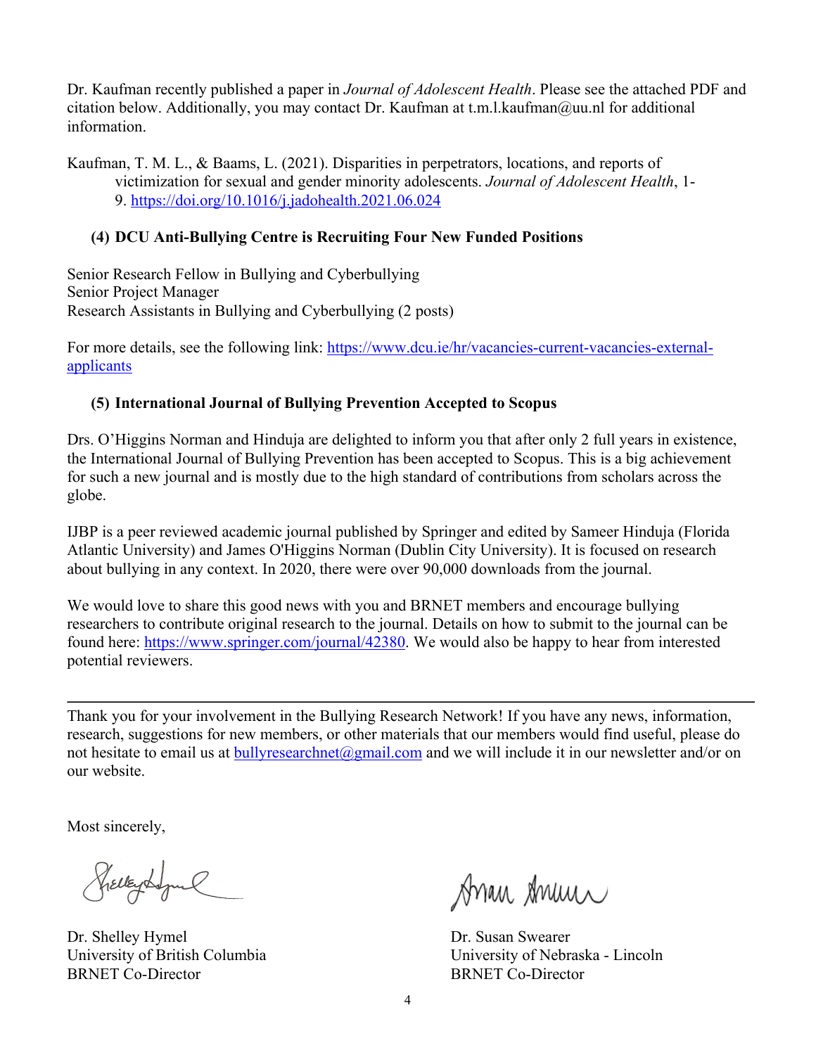Dr. Kaufman recently published a paper in *Journal of Adolescent Health*. Please see the attached PDF and citation below. Additionally, you may contact Dr. Kaufman at t.m.l.kaufman@uu.nl for additional information.

Kaufman, T. M. L., & Baams, L. (2021). Disparities in perpetrators, locations, and reports of victimization for sexual and gender minority adolescents. *Journal of Adolescent Health*, 1-9. https://doi.org/10.1016/j.jadohealth.2021.06.024

**(4) DCU Anti-Bullying Centre is Recruiting Four New Funded Positions**

Senior Research Fellow in Bullying and Cyberbullying
Senior Project Manager
Research Assistants in Bullying and Cyberbullying (2 posts)

For more details, see the following link: https://www.dcu.ie/hr/vacancies-current-vacancies-external-applicants

**(5) International Journal of Bullying Prevention Accepted to Scopus**

Drs. O'Higgins Norman and Hinduja are delighted to inform you that after only 2 full years in existence, the International Journal of Bullying Prevention has been accepted to Scopus. This is a big achievement for such a new journal and is mostly due to the high standard of contributions from scholars across the globe.

IJBP is a peer reviewed academic journal published by Springer and edited by Sameer Hinduja (Florida Atlantic University) and James O'Higgins Norman (Dublin City University). It is focused on research about bullying in any context. In 2020, there were over 90,000 downloads from the journal.

We would love to share this good news with you and BRNET members and encourage bullying researchers to contribute original research to the journal. Details on how to submit to the journal can be found here: https://www.springer.com/journal/42380. We would also be happy to hear from interested potential reviewers.

---

Thank you for your involvement in the Bullying Research Network! If you have any news, information, research, suggestions for new members, or other materials that our members would find useful, please do not hesitate to email us at bullyresearchnet@gmail.com and we will include it in our newsletter and/or on our website.

Most sincerely,

Dr. Shelley Hymel
University of British Columbia
BRNET Co-Director

Dr. Susan Swearer
University of Nebraska - Lincoln
BRNET Co-Director